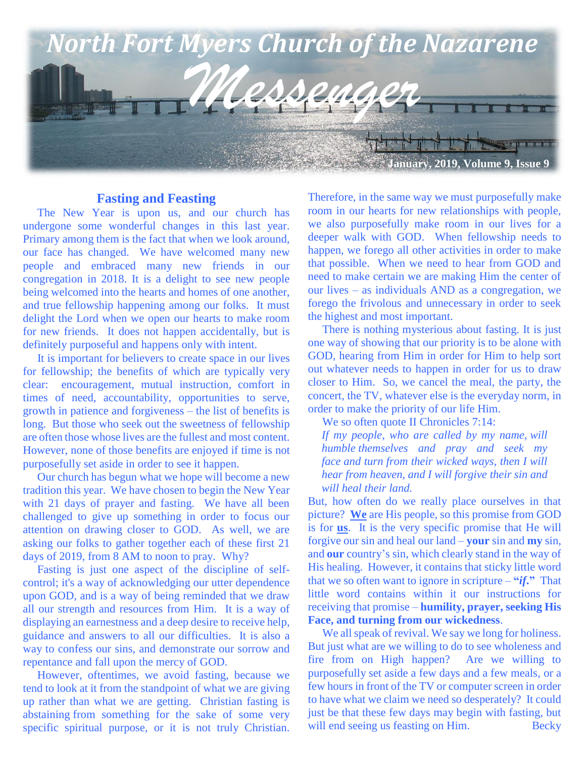# North Fort Myers Church of the Nazarene

# Messenger

January, 2019, Volume 9, Issue 9

## Fasting and Feasting

The New Year is upon us, and our church has undergone some wonderful changes in this last year. Primary among them is the fact that when we look around, our face has changed. We have welcomed many new people and embraced many new friends in our congregation in 2018. It is a delight to see new people being welcomed into the hearts and homes of one another, and true fellowship happening among our folks. It must delight the Lord when we open our hearts to make room for new friends. It does not happen accidentally, but is definitely purposeful and happens only with intent.

It is important for believers to create space in our lives for fellowship; the benefits of which are typically very clear: encouragement, mutual instruction, comfort in times of need, accountability, opportunities to serve, growth in patience and forgiveness – the list of benefits is long. But those who seek out the sweetness of fellowship are often those whose lives are the fullest and most content. However, none of those benefits are enjoyed if time is not purposefully set aside in order to see it happen.

Our church has begun what we hope will become a new tradition this year. We have chosen to begin the New Year with 21 days of prayer and fasting. We have all been challenged to give up something in order to focus our attention on drawing closer to GOD. As well, we are asking our folks to gather together each of these first 21 days of 2019, from 8 AM to noon to pray. Why?

Fasting is just one aspect of the discipline of self-control; it's a way of acknowledging our utter dependence upon GOD, and is a way of being reminded that we draw all our strength and resources from Him. It is a way of displaying an earnestness and a deep desire to receive help, guidance and answers to all our difficulties. It is also a way to confess our sins, and demonstrate our sorrow and repentance and fall upon the mercy of GOD.

However, oftentimes, we avoid fasting, because we tend to look at it from the standpoint of what we are giving up rather than what we are getting. Christian fasting is abstaining from something for the sake of some very specific spiritual purpose, or it is not truly Christian. Therefore, in the same way we must purposefully make room in our hearts for new relationships with people, we also purposefully make room in our lives for a deeper walk with GOD. When fellowship needs to happen, we forego all other activities in order to make that possible. When we need to hear from GOD and need to make certain we are making Him the center of our lives – as individuals AND as a congregation, we forego the frivolous and unnecessary in order to seek the highest and most important.

There is nothing mysterious about fasting. It is just one way of showing that our priority is to be alone with GOD, hearing from Him in order for Him to help sort out whatever needs to happen in order for us to draw closer to Him. So, we cancel the meal, the party, the concert, the TV, whatever else is the everyday norm, in order to make the priority of our life Him.

We so often quote II Chronicles 7:14:

*If my people, who are called by my name, will humble themselves and pray and seek my face and turn from their wicked ways, then I will hear from heaven, and I will forgive their sin and will heal their land.*

But, how often do we really place ourselves in that picture? **We** are His people, so this promise from GOD is for **us**. It is the very specific promise that He will forgive our sin and heal our land – **your** sin and **my** sin, and **our** country's sin, which clearly stand in the way of His healing. However, it contains that sticky little word that we so often want to ignore in scripture – **"*if*."** That little word contains within it our instructions for receiving that promise – **humility, prayer, seeking His Face, and turning from our wickedness**.

We all speak of revival. We say we long for holiness. But just what are we willing to do to see wholeness and fire from on High happen? Are we willing to purposefully set aside a few days and a few meals, or a few hours in front of the TV or computer screen in order to have what we claim we need so desperately? It could just be that these few days may begin with fasting, but will end seeing us feasting on Him. Becky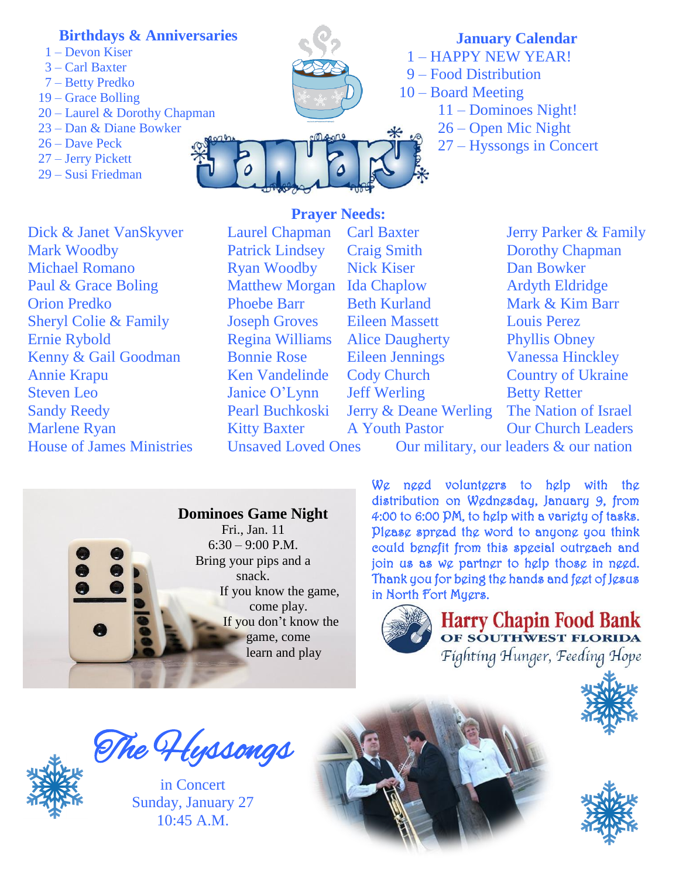## Birthdays & Anniversaries

1 – Devon Kiser
3 – Carl Baxter
7 – Betty Predko
19 – Grace Bolling
20 – Laurel & Dorothy Chapman
23 – Dan & Diane Bowker
26 – Dave Peck
27 – Jerry Pickett
29 – Susi Friedman

## January Calendar

1 – HAPPY NEW YEAR!
9 – Food Distribution
10 – Board Meeting
11 – Dominoes Night!
26 – Open Mic Night
27 – Hyssongs in Concert

## Prayer Needs:

Dick & Janet VanSkyver
Mark Woodby
Michael Romano
Paul & Grace Boling
Orion Predko
Sheryl Colie & Family
Ernie Rybold
Kenny & Gail Goodman
Annie Krapu
Steven Leo
Sandy Reedy
Marlene Ryan
House of James Ministries

Laurel Chapman
Patrick Lindsey
Ryan Woodby
Matthew Morgan
Phoebe Barr
Joseph Groves
Regina Williams
Bonnie Rose
Ken Vandelinde
Janice O'Lynn
Pearl Buchkoski
Kitty Baxter
Unsaved Loved Ones

Carl Baxter
Craig Smith
Nick Kiser
Ida Chaplow
Beth Kurland
Eileen Massett
Alice Daugherty
Eileen Jennings
Cody Church
Jeff Werling
Jerry & Deane Werling
A Youth Pastor

Jerry Parker & Family
Dorothy Chapman
Dan Bowker
Ardyth Eldridge
Mark & Kim Barr
Louis Perez
Phyllis Obney
Vanessa Hinckley
Country of Ukraine
Betty Retter
The Nation of Israel
Our Church Leaders

Our military, our leaders & our nation

### Dominoes Game Night

Fri., Jan. 11
6:30 – 9:00 P.M.
Bring your pips and a snack.
If you know the game, come play.
If you don't know the game, come learn and play

We need volunteers to help with the distribution on Wednesday, January 9, from 4:00 to 6:00 PM, to help with a variety of tasks. Please spread the word to anyone you think could benefit from this special outreach and join us as we partner to help those in need. Thank you for being the hands and feet of Jesus in North Fort Myers.

**Harry Chapin Food Bank**
**OF SOUTHWEST FLORIDA**
*Fighting Hunger, Feeding Hope*

### *The Hyssongs*

in Concert
Sunday, January 27
10:45 A.M.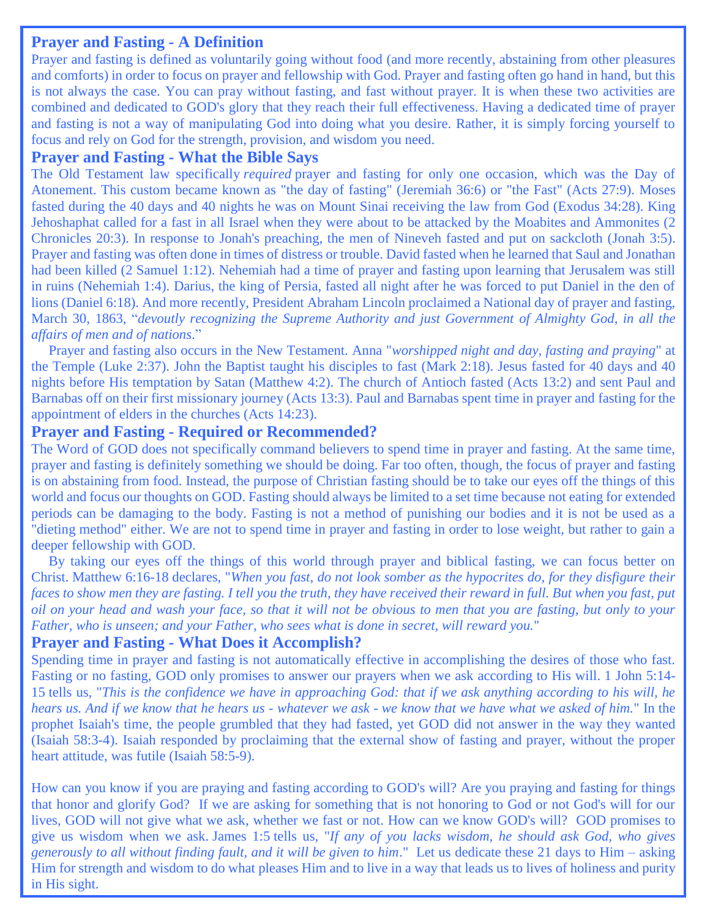## Prayer and Fasting - A Definition

Prayer and fasting is defined as voluntarily going without food (and more recently, abstaining from other pleasures and comforts) in order to focus on prayer and fellowship with God. Prayer and fasting often go hand in hand, but this is not always the case. You can pray without fasting, and fast without prayer. It is when these two activities are combined and dedicated to GOD's glory that they reach their full effectiveness. Having a dedicated time of prayer and fasting is not a way of manipulating God into doing what you desire. Rather, it is simply forcing yourself to focus and rely on God for the strength, provision, and wisdom you need.

## Prayer and Fasting - What the Bible Says

The Old Testament law specifically *required* prayer and fasting for only one occasion, which was the Day of Atonement. This custom became known as "the day of fasting" (Jeremiah 36:6) or "the Fast" (Acts 27:9). Moses fasted during the 40 days and 40 nights he was on Mount Sinai receiving the law from God (Exodus 34:28). King Jehoshaphat called for a fast in all Israel when they were about to be attacked by the Moabites and Ammonites (2 Chronicles 20:3). In response to Jonah's preaching, the men of Nineveh fasted and put on sackcloth (Jonah 3:5). Prayer and fasting was often done in times of distress or trouble. David fasted when he learned that Saul and Jonathan had been killed (2 Samuel 1:12). Nehemiah had a time of prayer and fasting upon learning that Jerusalem was still in ruins (Nehemiah 1:4). Darius, the king of Persia, fasted all night after he was forced to put Daniel in the den of lions (Daniel 6:18). And more recently, President Abraham Lincoln proclaimed a National day of prayer and fasting, March 30, 1863, "*devoutly recognizing the Supreme Authority and just Government of Almighty God, in all the affairs of men and of nations*."

Prayer and fasting also occurs in the New Testament. Anna "*worshipped night and day, fasting and praying*" at the Temple (Luke 2:37). John the Baptist taught his disciples to fast (Mark 2:18). Jesus fasted for 40 days and 40 nights before His temptation by Satan (Matthew 4:2). The church of Antioch fasted (Acts 13:2) and sent Paul and Barnabas off on their first missionary journey (Acts 13:3). Paul and Barnabas spent time in prayer and fasting for the appointment of elders in the churches (Acts 14:23).

## Prayer and Fasting - Required or Recommended?

The Word of GOD does not specifically command believers to spend time in prayer and fasting. At the same time, prayer and fasting is definitely something we should be doing. Far too often, though, the focus of prayer and fasting is on abstaining from food. Instead, the purpose of Christian fasting should be to take our eyes off the things of this world and focus our thoughts on GOD. Fasting should always be limited to a set time because not eating for extended periods can be damaging to the body. Fasting is not a method of punishing our bodies and it is not be used as a "dieting method" either. We are not to spend time in prayer and fasting in order to lose weight, but rather to gain a deeper fellowship with GOD.

By taking our eyes off the things of this world through prayer and biblical fasting, we can focus better on Christ. Matthew 6:16-18 declares, "*When you fast, do not look somber as the hypocrites do, for they disfigure their faces to show men they are fasting. I tell you the truth, they have received their reward in full. But when you fast, put oil on your head and wash your face, so that it will not be obvious to men that you are fasting, but only to your Father, who is unseen; and your Father, who sees what is done in secret, will reward you.*"

## Prayer and Fasting - What Does it Accomplish?

Spending time in prayer and fasting is not automatically effective in accomplishing the desires of those who fast. Fasting or no fasting, GOD only promises to answer our prayers when we ask according to His will. 1 John 5:14-15 tells us, "*This is the confidence we have in approaching God: that if we ask anything according to his will, he hears us. And if we know that he hears us - whatever we ask - we know that we have what we asked of him.*" In the prophet Isaiah's time, the people grumbled that they had fasted, yet GOD did not answer in the way they wanted (Isaiah 58:3-4). Isaiah responded by proclaiming that the external show of fasting and prayer, without the proper heart attitude, was futile (Isaiah 58:5-9).

How can you know if you are praying and fasting according to GOD's will? Are you praying and fasting for things that honor and glorify God? If we are asking for something that is not honoring to God or not God's will for our lives, GOD will not give what we ask, whether we fast or not. How can we know GOD's will? GOD promises to give us wisdom when we ask. James 1:5 tells us, "*If any of you lacks wisdom, he should ask God, who gives generously to all without finding fault, and it will be given to him*." Let us dedicate these 21 days to Him – asking Him for strength and wisdom to do what pleases Him and to live in a way that leads us to lives of holiness and purity in His sight.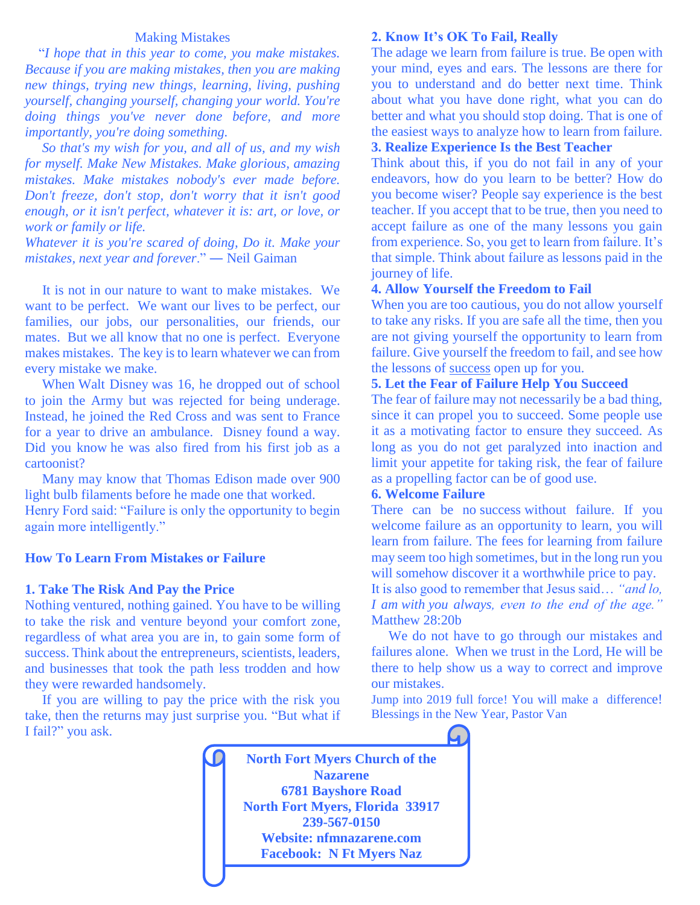## Making Mistakes

"*I hope that in this year to come, you make mistakes. Because if you are making mistakes, then you are making new things, trying new things, learning, living, pushing yourself, changing yourself, changing your world. You're doing things you've never done before, and more importantly, you're doing something.*

*So that's my wish for you, and all of us, and my wish for myself. Make New Mistakes. Make glorious, amazing mistakes. Make mistakes nobody's ever made before. Don't freeze, don't stop, don't worry that it isn't good enough, or it isn't perfect, whatever it is: art, or love, or work or family or life.*

*Whatever it is you're scared of doing, Do it. Make your mistakes, next year and forever*." — Neil Gaiman

It is not in our nature to want to make mistakes. We want to be perfect. We want our lives to be perfect, our families, our jobs, our personalities, our friends, our mates. But we all know that no one is perfect. Everyone makes mistakes. The key is to learn whatever we can from every mistake we make.

When Walt Disney was 16, he dropped out of school to join the Army but was rejected for being underage. Instead, he joined the Red Cross and was sent to France for a year to drive an ambulance. Disney found a way. Did you know he was also fired from his first job as a cartoonist?

Many may know that Thomas Edison made over 900 light bulb filaments before he made one that worked.

Henry Ford said: "Failure is only the opportunity to begin again more intelligently."

### How To Learn From Mistakes or Failure

**1. Take The Risk And Pay the Price**

Nothing ventured, nothing gained. You have to be willing to take the risk and venture beyond your comfort zone, regardless of what area you are in, to gain some form of success. Think about the entrepreneurs, scientists, leaders, and businesses that took the path less trodden and how they were rewarded handsomely.

If you are willing to pay the price with the risk you take, then the returns may just surprise you. "But what if I fail?" you ask.

**2. Know It's OK To Fail, Really**

The adage we learn from failure is true. Be open with your mind, eyes and ears. The lessons are there for you to understand and do better next time. Think about what you have done right, what you can do better and what you should stop doing. That is one of the easiest ways to analyze how to learn from failure.

**3. Realize Experience Is the Best Teacher**

Think about this, if you do not fail in any of your endeavors, how do you learn to be better? How do you become wiser? People say experience is the best teacher. If you accept that to be true, then you need to accept failure as one of the many lessons you gain from experience. So, you get to learn from failure. It's that simple. Think about failure as lessons paid in the journey of life.

**4. Allow Yourself the Freedom to Fail**

When you are too cautious, you do not allow yourself to take any risks. If you are safe all the time, then you are not giving yourself the opportunity to learn from failure. Give yourself the freedom to fail, and see how the lessons of success open up for you.

**5. Let the Fear of Failure Help You Succeed**

The fear of failure may not necessarily be a bad thing, since it can propel you to succeed. Some people use it as a motivating factor to ensure they succeed. As long as you do not get paralyzed into inaction and limit your appetite for taking risk, the fear of failure as a propelling factor can be of good use.

**6. Welcome Failure**

There can be no success without failure. If you welcome failure as an opportunity to learn, you will learn from failure. The fees for learning from failure may seem too high sometimes, but in the long run you will somehow discover it a worthwhile price to pay.

It is also good to remember that Jesus said… *"and lo, I am with you always, even to the end of the age."* Matthew 28:20b

We do not have to go through our mistakes and failures alone. When we trust in the Lord, He will be there to help show us a way to correct and improve our mistakes.

Jump into 2019 full force! You will make a difference! Blessings in the New Year, Pastor Van

**North Fort Myers Church of the Nazarene**
**6781 Bayshore Road**
**North Fort Myers, Florida 33917**
**239-567-0150**
**Website: nfmnazarene.com**
**Facebook: N Ft Myers Naz**